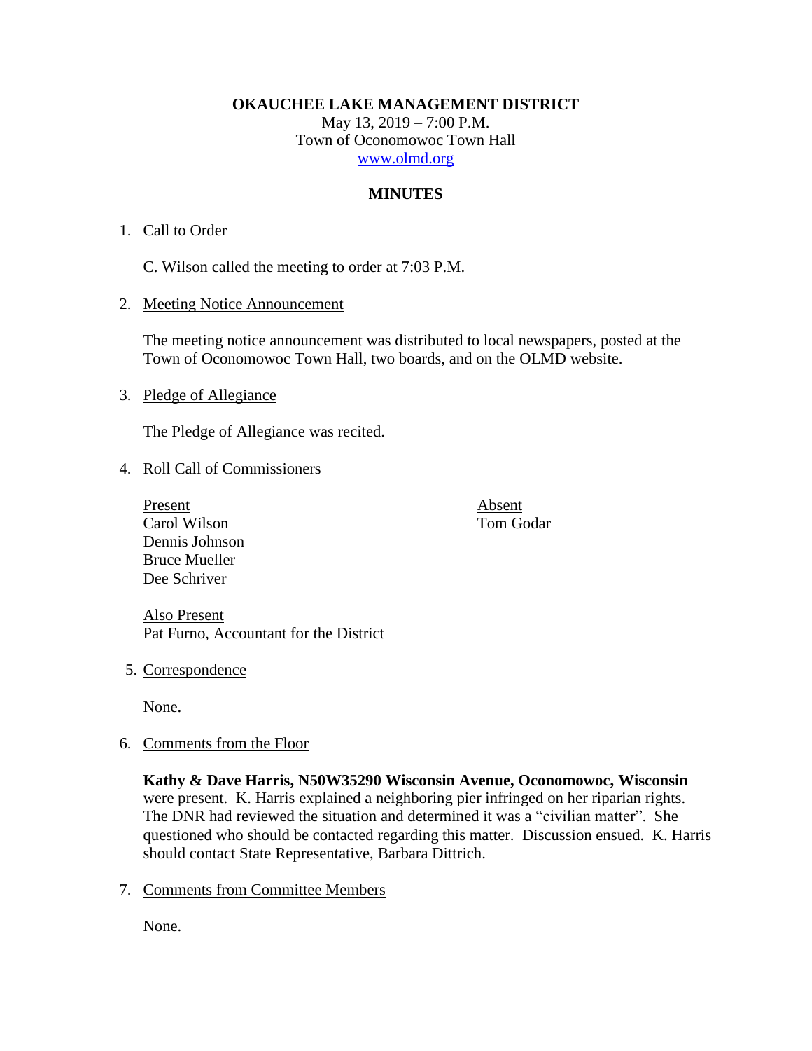**OKAUCHEE LAKE MANAGEMENT DISTRICT**
May 13, 2019 – 7:00 P.M.
Town of Oconomowoc Town Hall
www.olmd.org

**MINUTES**

1. Call to Order

   C. Wilson called the meeting to order at 7:03 P.M.

2. Meeting Notice Announcement

   The meeting notice announcement was distributed to local newspapers, posted at the Town of Oconomowoc Town Hall, two boards, and on the OLMD website.

3. Pledge of Allegiance

   The Pledge of Allegiance was recited.

4. Roll Call of Commissioners

   | Present | Absent |
   |---|---|
   | Carol Wilson | Tom Godar |
   | Dennis Johnson | |
   | Bruce Mueller | |
   | Dee Schriver | |

   Also Present
   Pat Furno, Accountant for the District

5. Correspondence

   None.

6. Comments from the Floor

   **Kathy & Dave Harris, N50W35290 Wisconsin Avenue, Oconomowoc, Wisconsin** were present. K. Harris explained a neighboring pier infringed on her riparian rights. The DNR had reviewed the situation and determined it was a "civilian matter". She questioned who should be contacted regarding this matter. Discussion ensued. K. Harris should contact State Representative, Barbara Dittrich.

7. Comments from Committee Members

   None.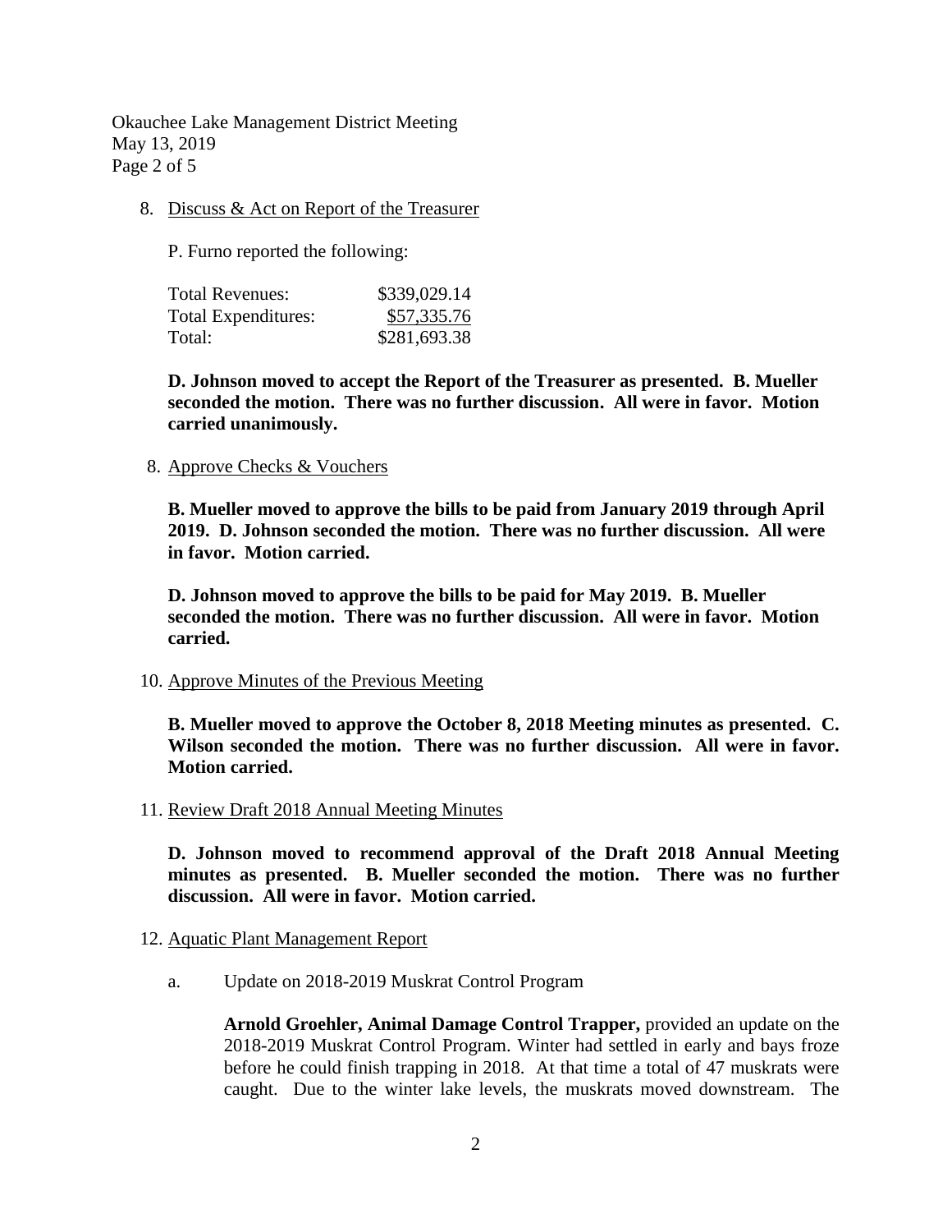8. Discuss & Act on Report of the Treasurer

   P. Furno reported the following:

| | |
|---|---|
| Total Revenues: | $339,029.14 |
| Total Expenditures: | $57,335.76 |
| Total: | $281,693.38 |

   **D. Johnson moved to accept the Report of the Treasurer as presented. B. Mueller seconded the motion. There was no further discussion. All were in favor. Motion carried unanimously.**

8. Approve Checks & Vouchers

   **B. Mueller moved to approve the bills to be paid from January 2019 through April 2019. D. Johnson seconded the motion. There was no further discussion. All were in favor. Motion carried.**

   **D. Johnson moved to approve the bills to be paid for May 2019. B. Mueller seconded the motion. There was no further discussion. All were in favor. Motion carried.**

10. Approve Minutes of the Previous Meeting

    **B. Mueller moved to approve the October 8, 2018 Meeting minutes as presented. C. Wilson seconded the motion. There was no further discussion. All were in favor. Motion carried.**

11. Review Draft 2018 Annual Meeting Minutes

    **D. Johnson moved to recommend approval of the Draft 2018 Annual Meeting minutes as presented. B. Mueller seconded the motion. There was no further discussion. All were in favor. Motion carried.**

12. Aquatic Plant Management Report

    a. Update on 2018-2019 Muskrat Control Program

       **Arnold Groehler, Animal Damage Control Trapper,** provided an update on the 2018-2019 Muskrat Control Program. Winter had settled in early and bays froze before he could finish trapping in 2018. At that time a total of 47 muskrats were caught. Due to the winter lake levels, the muskrats moved downstream. The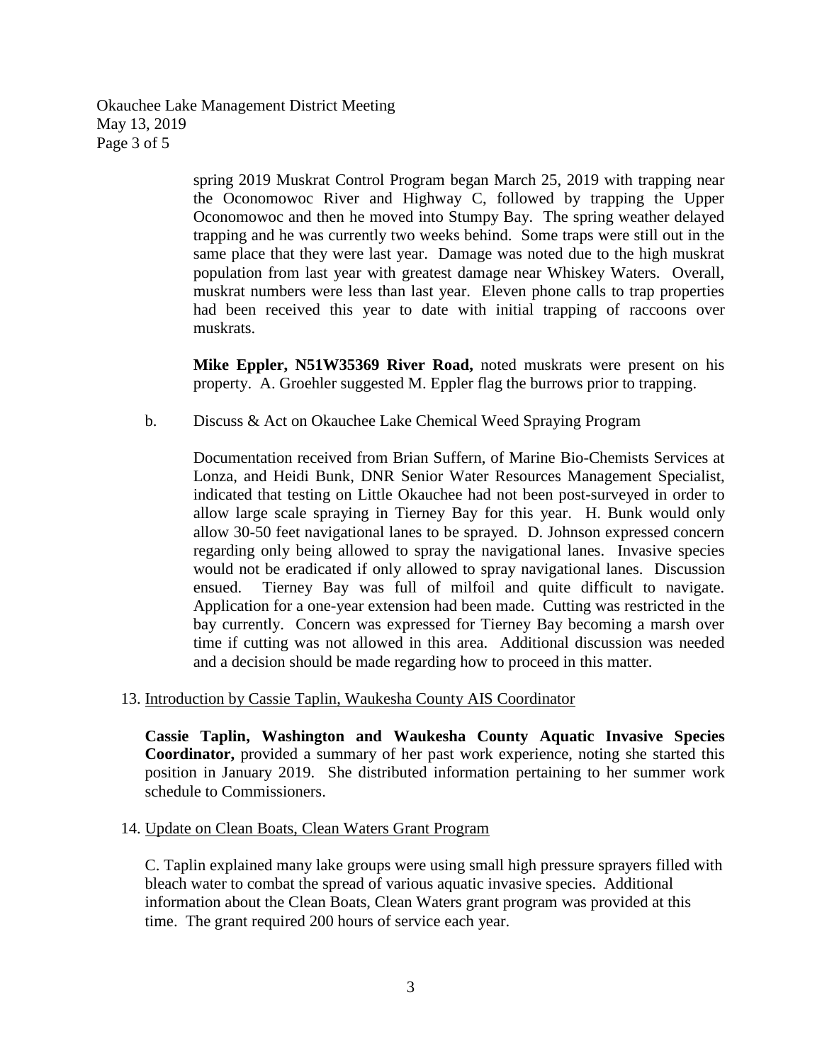spring 2019 Muskrat Control Program began March 25, 2019 with trapping near the Oconomowoc River and Highway C, followed by trapping the Upper Oconomowoc and then he moved into Stumpy Bay. The spring weather delayed trapping and he was currently two weeks behind. Some traps were still out in the same place that they were last year. Damage was noted due to the high muskrat population from last year with greatest damage near Whiskey Waters. Overall, muskrat numbers were less than last year. Eleven phone calls to trap properties had been received this year to date with initial trapping of raccoons over muskrats.

**Mike Eppler, N51W35369 River Road,** noted muskrats were present on his property. A. Groehler suggested M. Eppler flag the burrows prior to trapping.

b. Discuss & Act on Okauchee Lake Chemical Weed Spraying Program

Documentation received from Brian Suffern, of Marine Bio-Chemists Services at Lonza, and Heidi Bunk, DNR Senior Water Resources Management Specialist, indicated that testing on Little Okauchee had not been post-surveyed in order to allow large scale spraying in Tierney Bay for this year. H. Bunk would only allow 30-50 feet navigational lanes to be sprayed. D. Johnson expressed concern regarding only being allowed to spray the navigational lanes. Invasive species would not be eradicated if only allowed to spray navigational lanes. Discussion ensued. Tierney Bay was full of milfoil and quite difficult to navigate. Application for a one-year extension had been made. Cutting was restricted in the bay currently. Concern was expressed for Tierney Bay becoming a marsh over time if cutting was not allowed in this area. Additional discussion was needed and a decision should be made regarding how to proceed in this matter.

13. Introduction by Cassie Taplin, Waukesha County AIS Coordinator

**Cassie Taplin, Washington and Waukesha County Aquatic Invasive Species Coordinator,** provided a summary of her past work experience, noting she started this position in January 2019. She distributed information pertaining to her summer work schedule to Commissioners.

14. Update on Clean Boats, Clean Waters Grant Program

C. Taplin explained many lake groups were using small high pressure sprayers filled with bleach water to combat the spread of various aquatic invasive species. Additional information about the Clean Boats, Clean Waters grant program was provided at this time. The grant required 200 hours of service each year.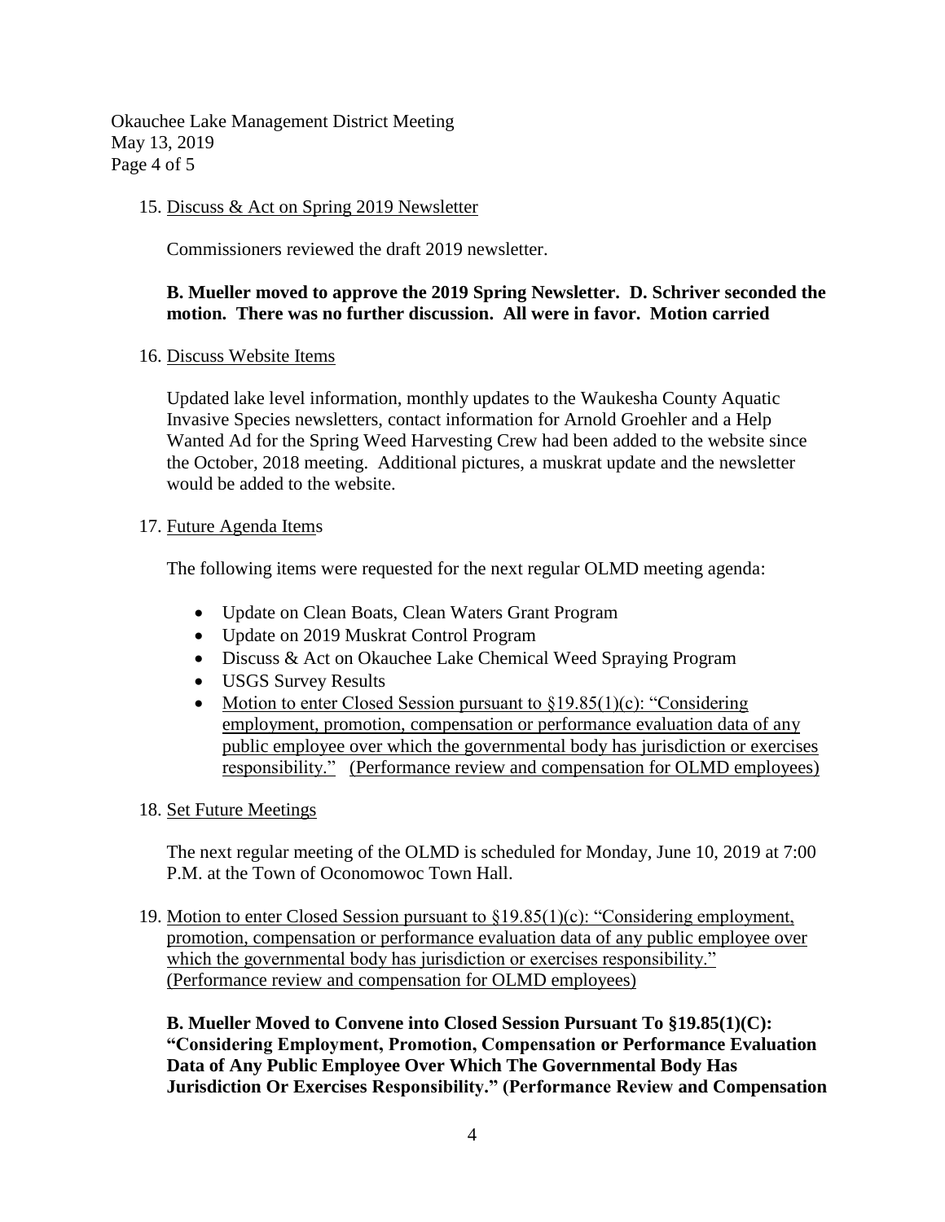15. Discuss & Act on Spring 2019 Newsletter

    Commissioners reviewed the draft 2019 newsletter.

    **B. Mueller moved to approve the 2019 Spring Newsletter. D. Schriver seconded the motion. There was no further discussion. All were in favor. Motion carried**

16. Discuss Website Items

    Updated lake level information, monthly updates to the Waukesha County Aquatic Invasive Species newsletters, contact information for Arnold Groehler and a Help Wanted Ad for the Spring Weed Harvesting Crew had been added to the website since the October, 2018 meeting. Additional pictures, a muskrat update and the newsletter would be added to the website.

17. Future Agenda Items

    The following items were requested for the next regular OLMD meeting agenda:

    - Update on Clean Boats, Clean Waters Grant Program
    - Update on 2019 Muskrat Control Program
    - Discuss & Act on Okauchee Lake Chemical Weed Spraying Program
    - USGS Survey Results
    - Motion to enter Closed Session pursuant to §19.85(1)(c): "Considering employment, promotion, compensation or performance evaluation data of any public employee over which the governmental body has jurisdiction or exercises responsibility." (Performance review and compensation for OLMD employees)

18. Set Future Meetings

    The next regular meeting of the OLMD is scheduled for Monday, June 10, 2019 at 7:00 P.M. at the Town of Oconomowoc Town Hall.

19. Motion to enter Closed Session pursuant to §19.85(1)(c): "Considering employment, promotion, compensation or performance evaluation data of any public employee over which the governmental body has jurisdiction or exercises responsibility." (Performance review and compensation for OLMD employees)

    **B. Mueller Moved to Convene into Closed Session Pursuant To §19.85(1)(C): "Considering Employment, Promotion, Compensation or Performance Evaluation Data of Any Public Employee Over Which The Governmental Body Has Jurisdiction Or Exercises Responsibility." (Performance Review and Compensation**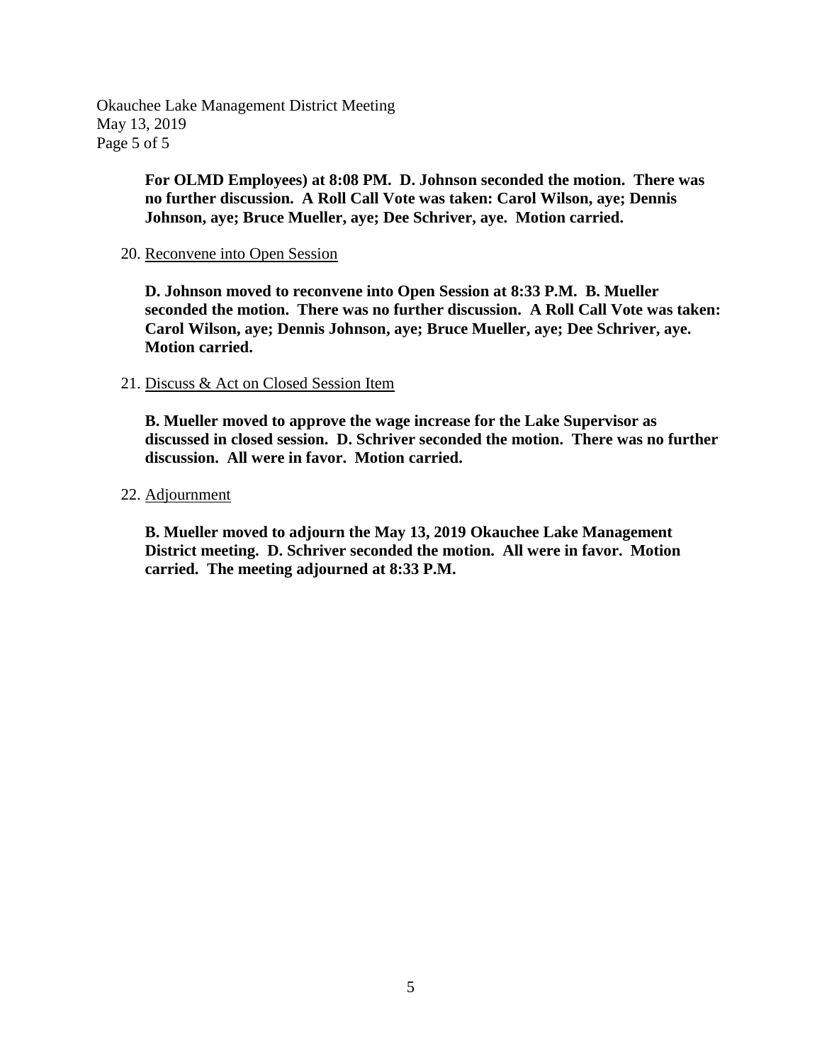**For OLMD Employees) at 8:08 PM. D. Johnson seconded the motion. There was no further discussion. A Roll Call Vote was taken: Carol Wilson, aye; Dennis Johnson, aye; Bruce Mueller, aye; Dee Schriver, aye. Motion carried.**

20. Reconvene into Open Session

**D. Johnson moved to reconvene into Open Session at 8:33 P.M. B. Mueller seconded the motion. There was no further discussion. A Roll Call Vote was taken: Carol Wilson, aye; Dennis Johnson, aye; Bruce Mueller, aye; Dee Schriver, aye. Motion carried.**

21. Discuss & Act on Closed Session Item

**B. Mueller moved to approve the wage increase for the Lake Supervisor as discussed in closed session. D. Schriver seconded the motion. There was no further discussion. All were in favor. Motion carried.**

22. Adjournment

**B. Mueller moved to adjourn the May 13, 2019 Okauchee Lake Management District meeting. D. Schriver seconded the motion. All were in favor. Motion carried. The meeting adjourned at 8:33 P.M.**